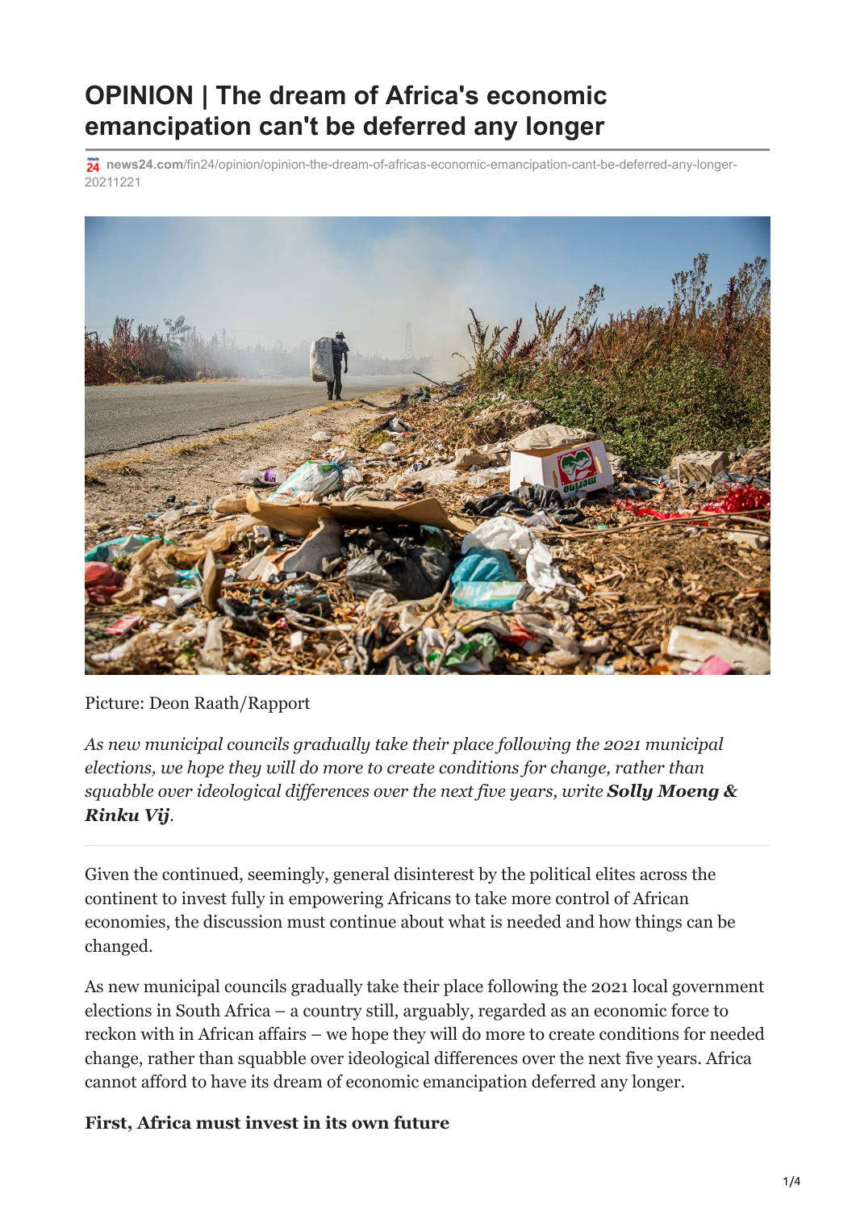# OPINION | The dream of Africa's economic emancipation can't be deferred any longer

news24.com/fin24/opinion/opinion-the-dream-of-africas-economic-emancipation-cant-be-deferred-any-longer-20211221

Picture: Deon Raath/Rapport

*As new municipal councils gradually take their place following the 2021 municipal elections, we hope they will do more to create conditions for change, rather than squabble over ideological differences over the next five years, write* ***Solly Moeng & Rinku Vij****.*

---

Given the continued, seemingly, general disinterest by the political elites across the continent to invest fully in empowering Africans to take more control of African economies, the discussion must continue about what is needed and how things can be changed.

As new municipal councils gradually take their place following the 2021 local government elections in South Africa – a country still, arguably, regarded as an economic force to reckon with in African affairs – we hope they will do more to create conditions for needed change, rather than squabble over ideological differences over the next five years. Africa cannot afford to have its dream of economic emancipation deferred any longer.

**First, Africa must invest in its own future**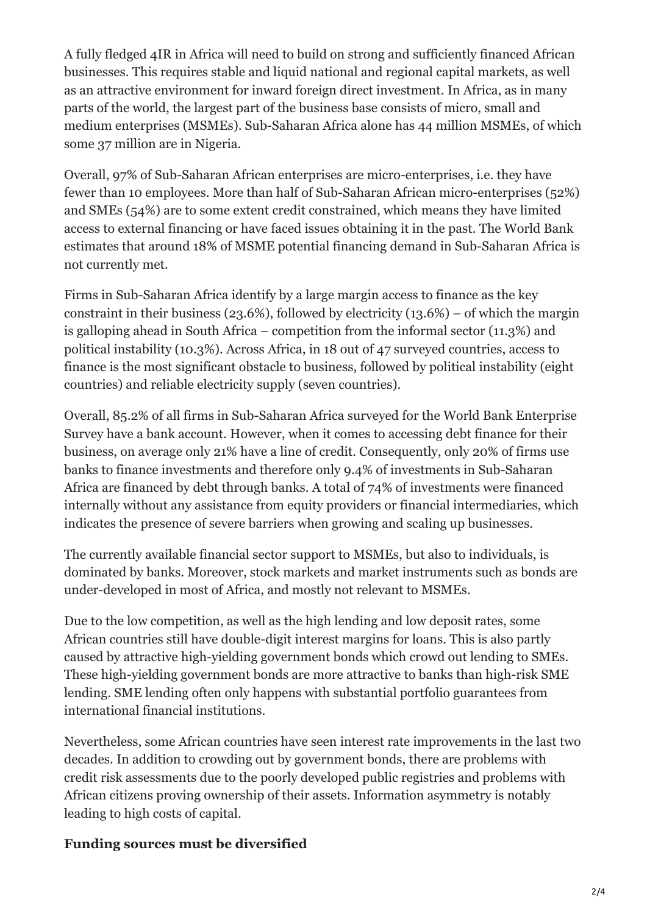A fully fledged 4IR in Africa will need to build on strong and sufficiently financed African businesses. This requires stable and liquid national and regional capital markets, as well as an attractive environment for inward foreign direct investment. In Africa, as in many parts of the world, the largest part of the business base consists of micro, small and medium enterprises (MSMEs). Sub-Saharan Africa alone has 44 million MSMEs, of which some 37 million are in Nigeria.

Overall, 97% of Sub-Saharan African enterprises are micro-enterprises, i.e. they have fewer than 10 employees. More than half of Sub-Saharan African micro-enterprises (52%) and SMEs (54%) are to some extent credit constrained, which means they have limited access to external financing or have faced issues obtaining it in the past. The World Bank estimates that around 18% of MSME potential financing demand in Sub-Saharan Africa is not currently met.

Firms in Sub-Saharan Africa identify by a large margin access to finance as the key constraint in their business (23.6%), followed by electricity (13.6%) – of which the margin is galloping ahead in South Africa – competition from the informal sector (11.3%) and political instability (10.3%). Across Africa, in 18 out of 47 surveyed countries, access to finance is the most significant obstacle to business, followed by political instability (eight countries) and reliable electricity supply (seven countries).

Overall, 85.2% of all firms in Sub-Saharan Africa surveyed for the World Bank Enterprise Survey have a bank account. However, when it comes to accessing debt finance for their business, on average only 21% have a line of credit. Consequently, only 20% of firms use banks to finance investments and therefore only 9.4% of investments in Sub-Saharan Africa are financed by debt through banks. A total of 74% of investments were financed internally without any assistance from equity providers or financial intermediaries, which indicates the presence of severe barriers when growing and scaling up businesses.

The currently available financial sector support to MSMEs, but also to individuals, is dominated by banks. Moreover, stock markets and market instruments such as bonds are under-developed in most of Africa, and mostly not relevant to MSMEs.

Due to the low competition, as well as the high lending and low deposit rates, some African countries still have double-digit interest margins for loans. This is also partly caused by attractive high-yielding government bonds which crowd out lending to SMEs. These high-yielding government bonds are more attractive to banks than high-risk SME lending. SME lending often only happens with substantial portfolio guarantees from international financial institutions.

Nevertheless, some African countries have seen interest rate improvements in the last two decades. In addition to crowding out by government bonds, there are problems with credit risk assessments due to the poorly developed public registries and problems with African citizens proving ownership of their assets. Information asymmetry is notably leading to high costs of capital.

**Funding sources must be diversified**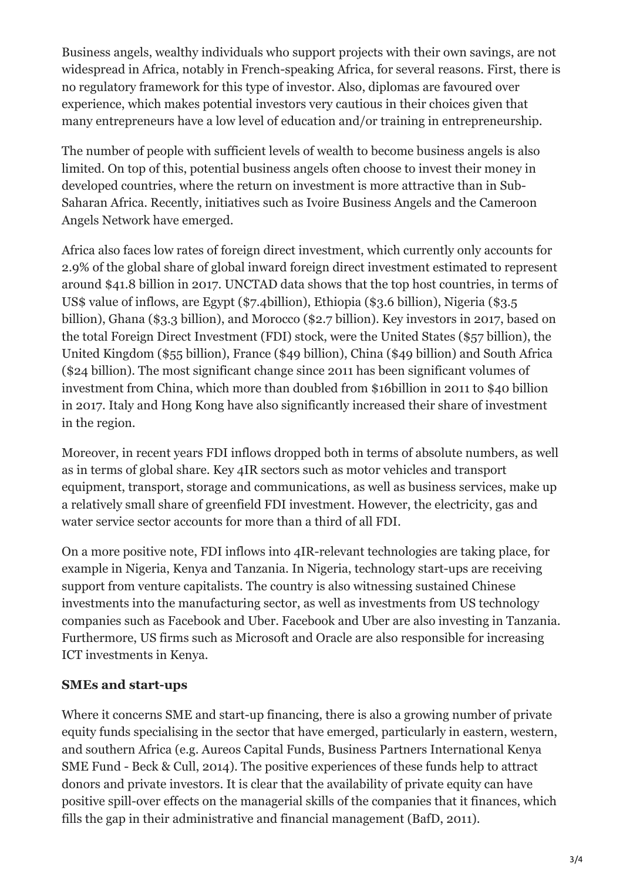Business angels, wealthy individuals who support projects with their own savings, are not widespread in Africa, notably in French-speaking Africa, for several reasons. First, there is no regulatory framework for this type of investor. Also, diplomas are favoured over experience, which makes potential investors very cautious in their choices given that many entrepreneurs have a low level of education and/or training in entrepreneurship.

The number of people with sufficient levels of wealth to become business angels is also limited. On top of this, potential business angels often choose to invest their money in developed countries, where the return on investment is more attractive than in Sub-Saharan Africa. Recently, initiatives such as Ivoire Business Angels and the Cameroon Angels Network have emerged.

Africa also faces low rates of foreign direct investment, which currently only accounts for 2.9% of the global share of global inward foreign direct investment estimated to represent around $41.8 billion in 2017. UNCTAD data shows that the top host countries, in terms of US$ value of inflows, are Egypt ($7.4billion), Ethiopia ($3.6 billion), Nigeria ($3.5 billion), Ghana ($3.3 billion), and Morocco ($2.7 billion). Key investors in 2017, based on the total Foreign Direct Investment (FDI) stock, were the United States ($57 billion), the United Kingdom ($55 billion), France ($49 billion), China ($49 billion) and South Africa ($24 billion). The most significant change since 2011 has been significant volumes of investment from China, which more than doubled from $16billion in 2011 to $40 billion in 2017. Italy and Hong Kong have also significantly increased their share of investment in the region.

Moreover, in recent years FDI inflows dropped both in terms of absolute numbers, as well as in terms of global share. Key 4IR sectors such as motor vehicles and transport equipment, transport, storage and communications, as well as business services, make up a relatively small share of greenfield FDI investment. However, the electricity, gas and water service sector accounts for more than a third of all FDI.

On a more positive note, FDI inflows into 4IR-relevant technologies are taking place, for example in Nigeria, Kenya and Tanzania. In Nigeria, technology start-ups are receiving support from venture capitalists. The country is also witnessing sustained Chinese investments into the manufacturing sector, as well as investments from US technology companies such as Facebook and Uber. Facebook and Uber are also investing in Tanzania. Furthermore, US firms such as Microsoft and Oracle are also responsible for increasing ICT investments in Kenya.

**SMEs and start-ups**

Where it concerns SME and start-up financing, there is also a growing number of private equity funds specialising in the sector that have emerged, particularly in eastern, western, and southern Africa (e.g. Aureos Capital Funds, Business Partners International Kenya SME Fund - Beck & Cull, 2014). The positive experiences of these funds help to attract donors and private investors. It is clear that the availability of private equity can have positive spill-over effects on the managerial skills of the companies that it finances, which fills the gap in their administrative and financial management (BafD, 2011).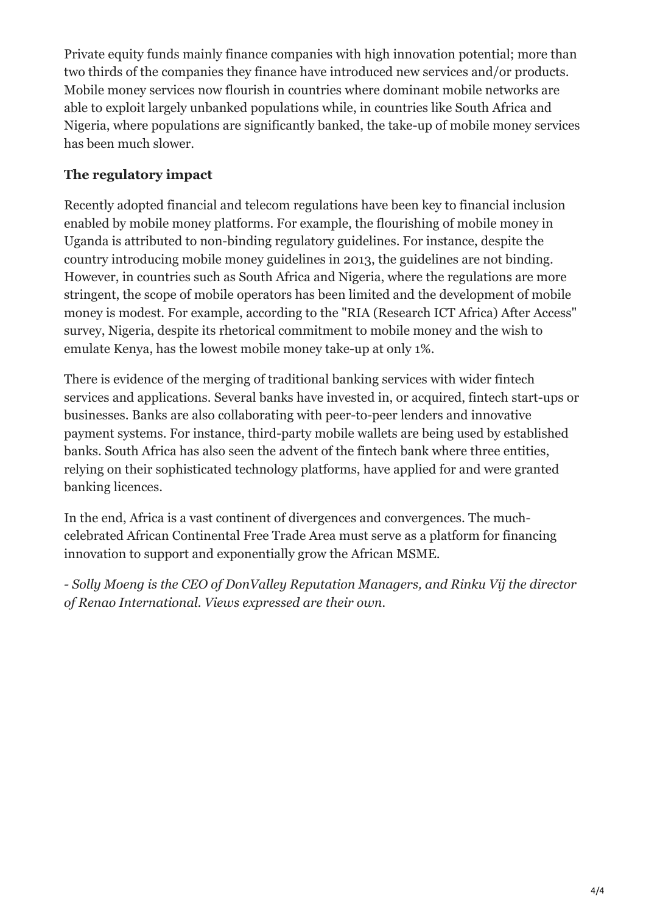Private equity funds mainly finance companies with high innovation potential; more than two thirds of the companies they finance have introduced new services and/or products. Mobile money services now flourish in countries where dominant mobile networks are able to exploit largely unbanked populations while, in countries like South Africa and Nigeria, where populations are significantly banked, the take-up of mobile money services has been much slower.

### The regulatory impact

Recently adopted financial and telecom regulations have been key to financial inclusion enabled by mobile money platforms. For example, the flourishing of mobile money in Uganda is attributed to non-binding regulatory guidelines. For instance, despite the country introducing mobile money guidelines in 2013, the guidelines are not binding. However, in countries such as South Africa and Nigeria, where the regulations are more stringent, the scope of mobile operators has been limited and the development of mobile money is modest. For example, according to the "RIA (Research ICT Africa) After Access" survey, Nigeria, despite its rhetorical commitment to mobile money and the wish to emulate Kenya, has the lowest mobile money take-up at only 1%.

There is evidence of the merging of traditional banking services with wider fintech services and applications. Several banks have invested in, or acquired, fintech start-ups or businesses. Banks are also collaborating with peer-to-peer lenders and innovative payment systems. For instance, third-party mobile wallets are being used by established banks. South Africa has also seen the advent of the fintech bank where three entities, relying on their sophisticated technology platforms, have applied for and were granted banking licences.

In the end, Africa is a vast continent of divergences and convergences. The much-celebrated African Continental Free Trade Area must serve as a platform for financing innovation to support and exponentially grow the African MSME.

*- Solly Moeng is the CEO of DonValley Reputation Managers, and Rinku Vij the director of Renao International. Views expressed are their own.*